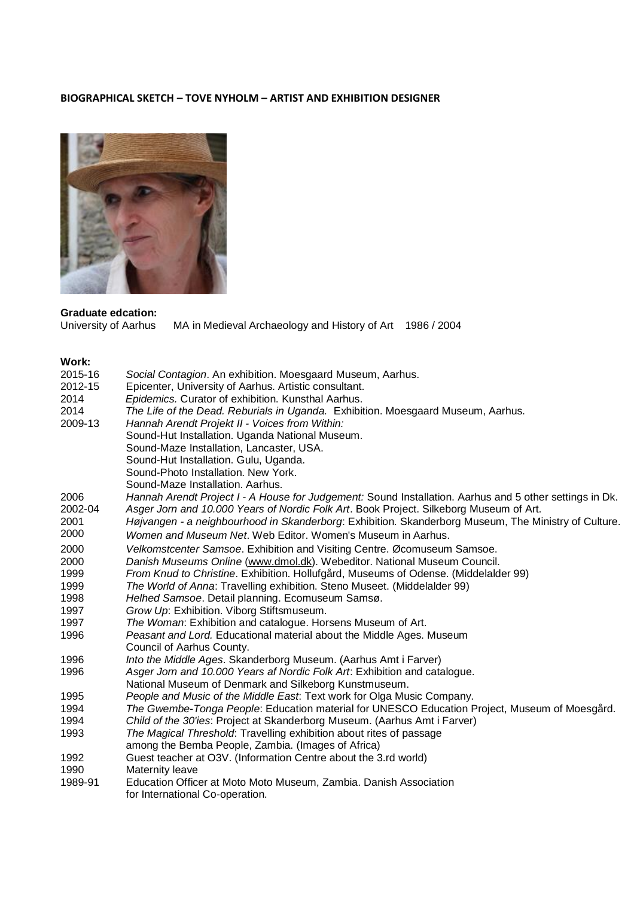**BIOGRAPHICAL SKETCH – TOVE NYHOLM – ARTIST AND EXHIBITION DESIGNER**

**Graduate edcation:**
University of Aarhus MA in Medieval Archaeology and History of Art 1986 / 2004

**Work:**

| | |
|---|---|
| 2015-16 | *Social Contagion*. An exhibition. Moesgaard Museum, Aarhus. |
| 2012-15 | Epicenter, University of Aarhus. Artistic consultant. |
| 2014 | *Epidemics.* Curator of exhibition. Kunsthal Aarhus. |
| 2014 | *The Life of the Dead. Reburials in Uganda.* Exhibition. Moesgaard Museum, Aarhus. |
| 2009-13 | *Hannah Arendt Projekt II - Voices from Within:*<br>Sound-Hut Installation. Uganda National Museum.<br>Sound-Maze Installation, Lancaster, USA.<br>Sound-Hut Installation. Gulu, Uganda.<br>Sound-Photo Installation. New York.<br>Sound-Maze Installation. Aarhus. |
| 2006 | *Hannah Arendt Project I - A House for Judgement:* Sound Installation. Aarhus and 5 other settings in Dk. |
| 2002-04 | *Asger Jorn and 10.000 Years of Nordic Folk Art*. Book Project. Silkeborg Museum of Art. |
| 2001 | *Højvangen - a neighbourhood in Skanderborg*: Exhibition. Skanderborg Museum, The Ministry of Culture. |
| 2000 | *Women and Museum Net*. Web Editor. Women's Museum in Aarhus. |
| 2000 | *Velkomstcenter Samsoe*. Exhibition and Visiting Centre. Øcomuseum Samsoe. |
| 2000 | *Danish Museums Online* (www.dmol.dk). Webeditor. National Museum Council. |
| 1999 | *From Knud to Christine*. Exhibition. Hollufgård, Museums of Odense. (Middelalder 99) |
| 1999 | *The World of Anna*: Travelling exhibition. Steno Museet. (Middelalder 99) |
| 1998 | *Helhed Samsoe*. Detail planning. Ecomuseum Samsø. |
| 1997 | *Grow Up*: Exhibition. Viborg Stiftsmuseum. |
| 1997 | *The Woman*: Exhibition and catalogue. Horsens Museum of Art. |
| 1996 | *Peasant and Lord.* Educational material about the Middle Ages. Museum Council of Aarhus County. |
| 1996 | *Into the Middle Ages*. Skanderborg Museum. (Aarhus Amt i Farver) |
| 1996 | *Asger Jorn and 10.000 Years af Nordic Folk Art*: Exhibition and catalogue. National Museum of Denmark and Silkeborg Kunstmuseum. |
| 1995 | *People and Music of the Middle East*: Text work for Olga Music Company. |
| 1994 | *The Gwembe-Tonga People*: Education material for UNESCO Education Project, Museum of Moesgård. |
| 1994 | *Child of the 30'ies*: Project at Skanderborg Museum. (Aarhus Amt i Farver) |
| 1993 | *The Magical Threshold*: Travelling exhibition about rites of passage among the Bemba People, Zambia. (Images of Africa) |
| 1992 | Guest teacher at O3V. (Information Centre about the 3.rd world) |
| 1990 | Maternity leave |
| 1989-91 | Education Officer at Moto Moto Museum, Zambia. Danish Association for International Co-operation. |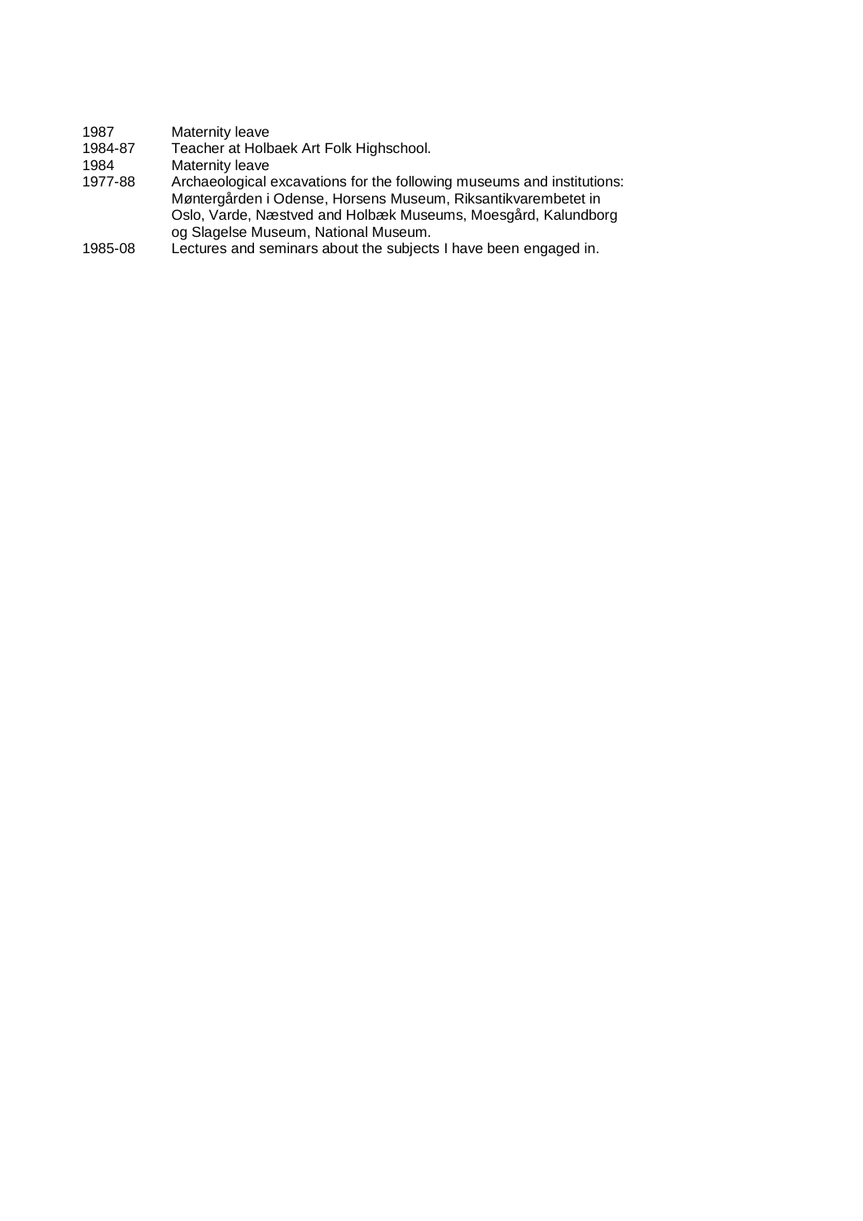| | |
|---|---|
| 1987 | Maternity leave |
| 1984-87 | Teacher at Holbaek Art Folk Highschool. |
| 1984 | Maternity leave |
| 1977-88 | Archaeological excavations for the following museums and institutions: Møntergården i Odense, Horsens Museum, Riksantikvarembetet in Oslo, Varde, Næstved and Holbæk Museums, Moesgård, Kalundborg og Slagelse Museum, National Museum. |
| 1985-08 | Lectures and seminars about the subjects I have been engaged in. |